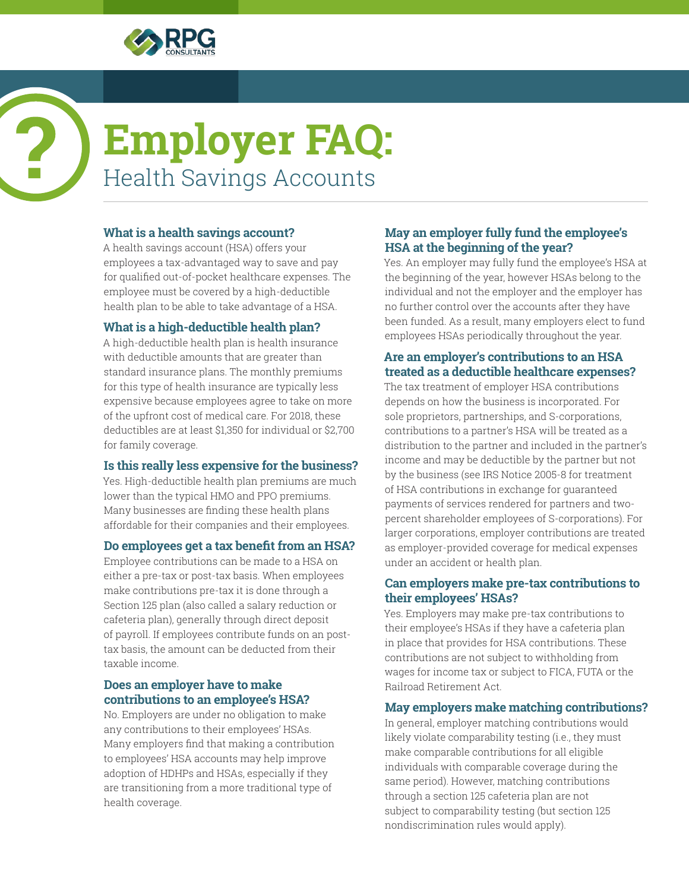# Employer FAQ:

## Health Savings Accounts

### What is a health savings account?

A health savings account (HSA) offers your employees a tax-advantaged way to save and pay for qualified out-of-pocket healthcare expenses. The employee must be covered by a high-deductible health plan to be able to take advantage of a HSA.

### What is a high-deductible health plan?

A high-deductible health plan is health insurance with deductible amounts that are greater than standard insurance plans. The monthly premiums for this type of health insurance are typically less expensive because employees agree to take on more of the upfront cost of medical care. For 2018, these deductibles are at least $1,350 for individual or $2,700 for family coverage.

### Is this really less expensive for the business?

Yes. High-deductible health plan premiums are much lower than the typical HMO and PPO premiums. Many businesses are finding these health plans affordable for their companies and their employees.

### Do employees get a tax benefit from an HSA?

Employee contributions can be made to a HSA on either a pre-tax or post-tax basis. When employees make contributions pre-tax it is done through a Section 125 plan (also called a salary reduction or cafeteria plan), generally through direct deposit of payroll. If employees contribute funds on an post-tax basis, the amount can be deducted from their taxable income.

### Does an employer have to make contributions to an employee's HSA?

No. Employers are under no obligation to make any contributions to their employees' HSAs. Many employers find that making a contribution to employees' HSA accounts may help improve adoption of HDHPs and HSAs, especially if they are transitioning from a more traditional type of health coverage.

### May an employer fully fund the employee's HSA at the beginning of the year?

Yes. An employer may fully fund the employee's HSA at the beginning of the year, however HSAs belong to the individual and not the employer and the employer has no further control over the accounts after they have been funded. As a result, many employers elect to fund employees HSAs periodically throughout the year.

### Are an employer's contributions to an HSA treated as a deductible healthcare expenses?

The tax treatment of employer HSA contributions depends on how the business is incorporated. For sole proprietors, partnerships, and S-corporations, contributions to a partner's HSA will be treated as a distribution to the partner and included in the partner's income and may be deductible by the partner but not by the business (see IRS Notice 2005-8 for treatment of HSA contributions in exchange for guaranteed payments of services rendered for partners and two-percent shareholder employees of S-corporations). For larger corporations, employer contributions are treated as employer-provided coverage for medical expenses under an accident or health plan.

### Can employers make pre-tax contributions to their employees' HSAs?

Yes. Employers may make pre-tax contributions to their employee's HSAs if they have a cafeteria plan in place that provides for HSA contributions. These contributions are not subject to withholding from wages for income tax or subject to FICA, FUTA or the Railroad Retirement Act.

### May employers make matching contributions?

In general, employer matching contributions would likely violate comparability testing (i.e., they must make comparable contributions for all eligible individuals with comparable coverage during the same period). However, matching contributions through a section 125 cafeteria plan are not subject to comparability testing (but section 125 nondiscrimination rules would apply).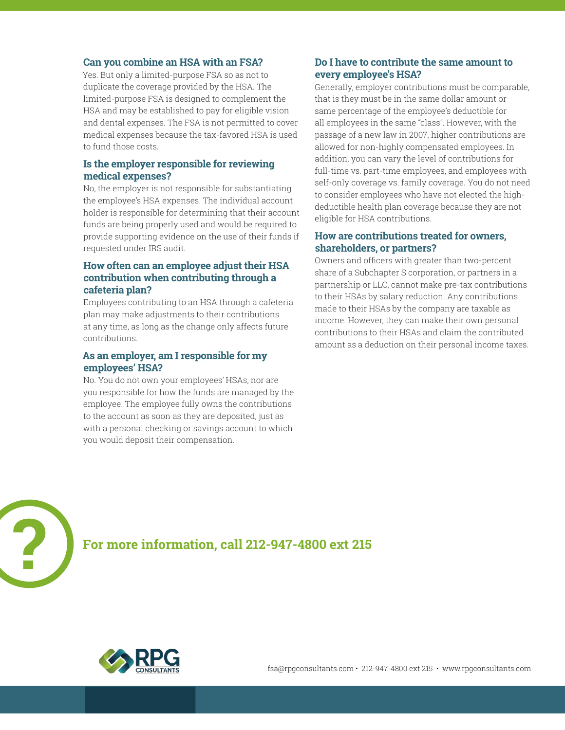### Can you combine an HSA with an FSA?

Yes. But only a limited-purpose FSA so as not to duplicate the coverage provided by the HSA. The limited-purpose FSA is designed to complement the HSA and may be established to pay for eligible vision and dental expenses. The FSA is not permitted to cover medical expenses because the tax-favored HSA is used to fund those costs.

### Is the employer responsible for reviewing medical expenses?

No, the employer is not responsible for substantiating the employee's HSA expenses. The individual account holder is responsible for determining that their account funds are being properly used and would be required to provide supporting evidence on the use of their funds if requested under IRS audit.

### How often can an employee adjust their HSA contribution when contributing through a cafeteria plan?

Employees contributing to an HSA through a cafeteria plan may make adjustments to their contributions at any time, as long as the change only affects future contributions.

### As an employer, am I responsible for my employees' HSA?

No. You do not own your employees' HSAs, nor are you responsible for how the funds are managed by the employee. The employee fully owns the contributions to the account as soon as they are deposited, just as with a personal checking or savings account to which you would deposit their compensation.

### Do I have to contribute the same amount to every employee's HSA?

Generally, employer contributions must be comparable, that is they must be in the same dollar amount or same percentage of the employee's deductible for all employees in the same "class". However, with the passage of a new law in 2007, higher contributions are allowed for non-highly compensated employees. In addition, you can vary the level of contributions for full-time vs. part-time employees, and employees with self-only coverage vs. family coverage. You do not need to consider employees who have not elected the high-deductible health plan coverage because they are not eligible for HSA contributions.

### How are contributions treated for owners, shareholders, or partners?

Owners and officers with greater than two-percent share of a Subchapter S corporation, or partners in a partnership or LLC, cannot make pre-tax contributions to their HSAs by salary reduction. Any contributions made to their HSAs by the company are taxable as income. However, they can make their own personal contributions to their HSAs and claim the contributed amount as a deduction on their personal income taxes.

## For more information, call 212-947-4800 ext 215

RPG CONSULTANTS

fsa@rpgconsultants.com • 212-947-4800 ext 215 • www.rpgconsultants.com